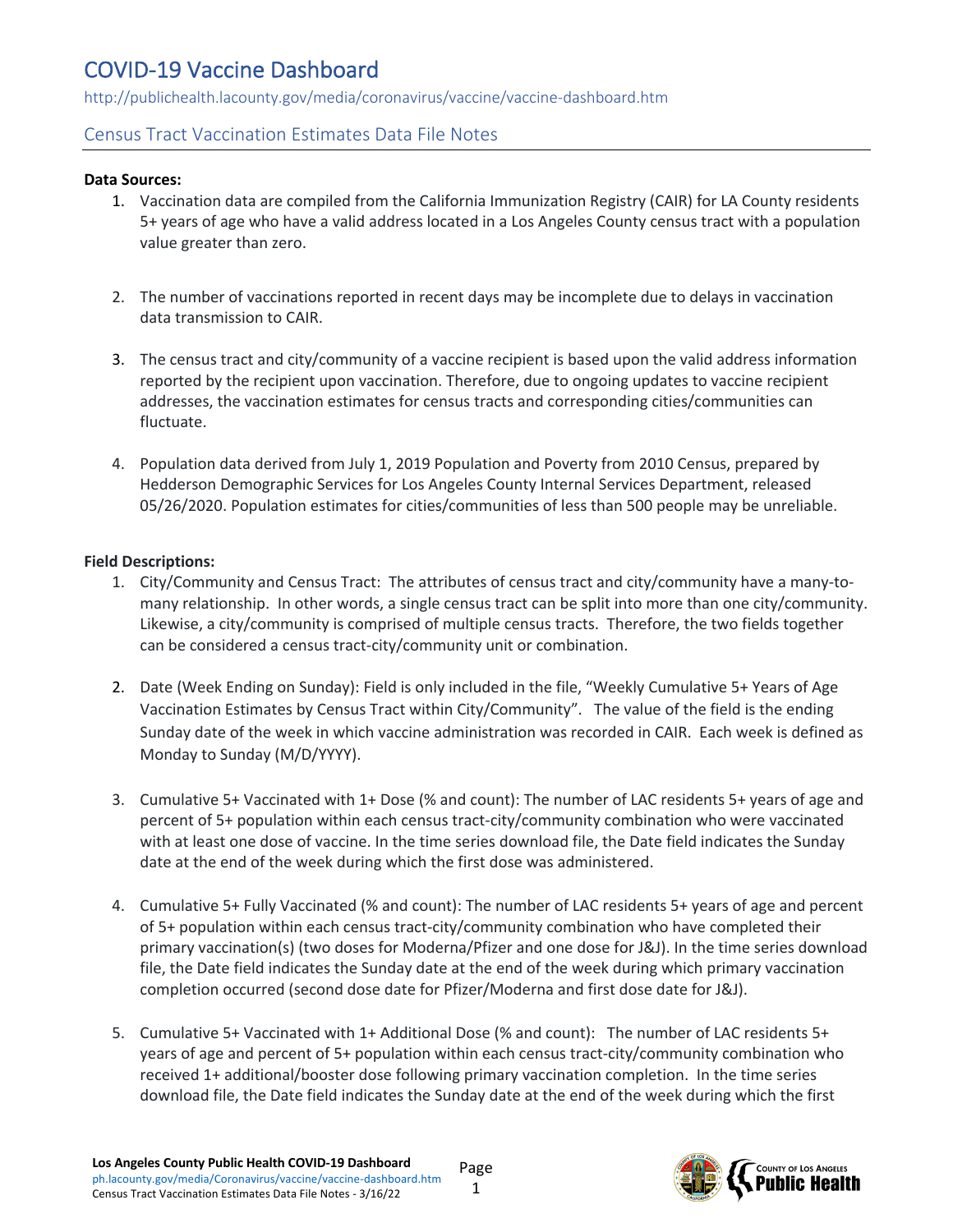# COVID-19 Vaccine Dashboard

http://publichealth.lacounty.gov/media/coronavirus/vaccine/vaccine-dashboard.htm

## Census Tract Vaccination Estimates Data File Notes

**Data Sources:**

1. Vaccination data are compiled from the California Immunization Registry (CAIR) for LA County residents 5+ years of age who have a valid address located in a Los Angeles County census tract with a population value greater than zero.

2. The number of vaccinations reported in recent days may be incomplete due to delays in vaccination data transmission to CAIR.

3. The census tract and city/community of a vaccine recipient is based upon the valid address information reported by the recipient upon vaccination. Therefore, due to ongoing updates to vaccine recipient addresses, the vaccination estimates for census tracts and corresponding cities/communities can fluctuate.

4. Population data derived from July 1, 2019 Population and Poverty from 2010 Census, prepared by Hedderson Demographic Services for Los Angeles County Internal Services Department, released 05/26/2020. Population estimates for cities/communities of less than 500 people may be unreliable.

**Field Descriptions:**

1. City/Community and Census Tract: The attributes of census tract and city/community have a many-to-many relationship. In other words, a single census tract can be split into more than one city/community. Likewise, a city/community is comprised of multiple census tracts. Therefore, the two fields together can be considered a census tract-city/community unit or combination.

2. Date (Week Ending on Sunday): Field is only included in the file, "Weekly Cumulative 5+ Years of Age Vaccination Estimates by Census Tract within City/Community". The value of the field is the ending Sunday date of the week in which vaccine administration was recorded in CAIR. Each week is defined as Monday to Sunday (M/D/YYYY).

3. Cumulative 5+ Vaccinated with 1+ Dose (% and count): The number of LAC residents 5+ years of age and percent of 5+ population within each census tract-city/community combination who were vaccinated with at least one dose of vaccine. In the time series download file, the Date field indicates the Sunday date at the end of the week during which the first dose was administered.

4. Cumulative 5+ Fully Vaccinated (% and count): The number of LAC residents 5+ years of age and percent of 5+ population within each census tract-city/community combination who have completed their primary vaccination(s) (two doses for Moderna/Pfizer and one dose for J&J). In the time series download file, the Date field indicates the Sunday date at the end of the week during which primary vaccination completion occurred (second dose date for Pfizer/Moderna and first dose date for J&J).

5. Cumulative 5+ Vaccinated with 1+ Additional Dose (% and count): The number of LAC residents 5+ years of age and percent of 5+ population within each census tract-city/community combination who received 1+ additional/booster dose following primary vaccination completion. In the time series download file, the Date field indicates the Sunday date at the end of the week during which the first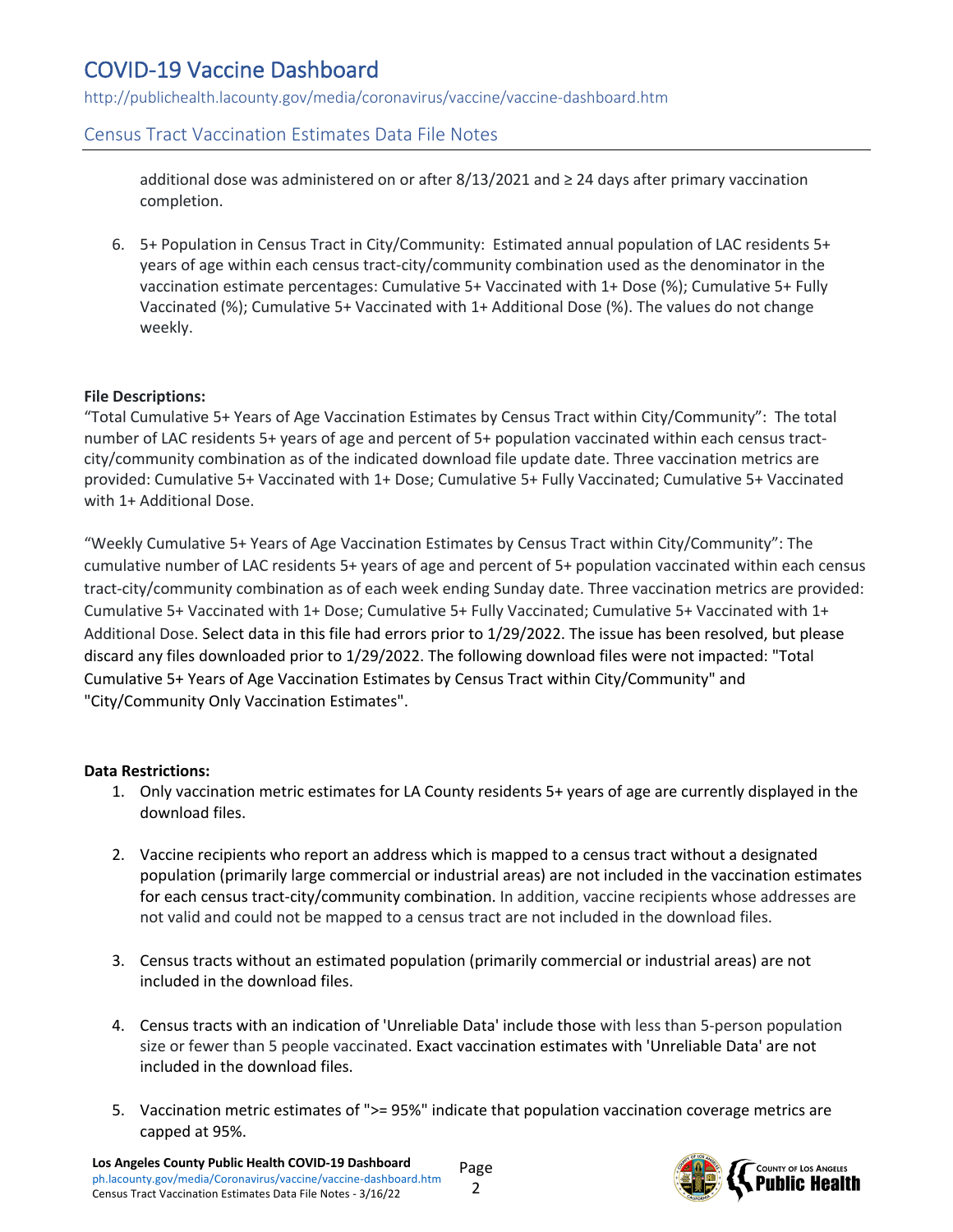additional dose was administered on or after 8/13/2021 and ≥ 24 days after primary vaccination completion.

6. 5+ Population in Census Tract in City/Community: Estimated annual population of LAC residents 5+ years of age within each census tract-city/community combination used as the denominator in the vaccination estimate percentages: Cumulative 5+ Vaccinated with 1+ Dose (%); Cumulative 5+ Fully Vaccinated (%); Cumulative 5+ Vaccinated with 1+ Additional Dose (%). The values do not change weekly.

**File Descriptions:**

"Total Cumulative 5+ Years of Age Vaccination Estimates by Census Tract within City/Community": The total number of LAC residents 5+ years of age and percent of 5+ population vaccinated within each census tract-city/community combination as of the indicated download file update date. Three vaccination metrics are provided: Cumulative 5+ Vaccinated with 1+ Dose; Cumulative 5+ Fully Vaccinated; Cumulative 5+ Vaccinated with 1+ Additional Dose.

"Weekly Cumulative 5+ Years of Age Vaccination Estimates by Census Tract within City/Community": The cumulative number of LAC residents 5+ years of age and percent of 5+ population vaccinated within each census tract-city/community combination as of each week ending Sunday date. Three vaccination metrics are provided: Cumulative 5+ Vaccinated with 1+ Dose; Cumulative 5+ Fully Vaccinated; Cumulative 5+ Vaccinated with 1+ Additional Dose. Select data in this file had errors prior to 1/29/2022. The issue has been resolved, but please discard any files downloaded prior to 1/29/2022. The following download files were not impacted: "Total Cumulative 5+ Years of Age Vaccination Estimates by Census Tract within City/Community" and "City/Community Only Vaccination Estimates".

**Data Restrictions:**

1. Only vaccination metric estimates for LA County residents 5+ years of age are currently displayed in the download files.

2. Vaccine recipients who report an address which is mapped to a census tract without a designated population (primarily large commercial or industrial areas) are not included in the vaccination estimates for each census tract-city/community combination. In addition, vaccine recipients whose addresses are not valid and could not be mapped to a census tract are not included in the download files.

3. Census tracts without an estimated population (primarily commercial or industrial areas) are not included in the download files.

4. Census tracts with an indication of 'Unreliable Data' include those with less than 5-person population size or fewer than 5 people vaccinated. Exact vaccination estimates with 'Unreliable Data' are not included in the download files.

5. Vaccination metric estimates of ">= 95%" indicate that population vaccination coverage metrics are capped at 95%.